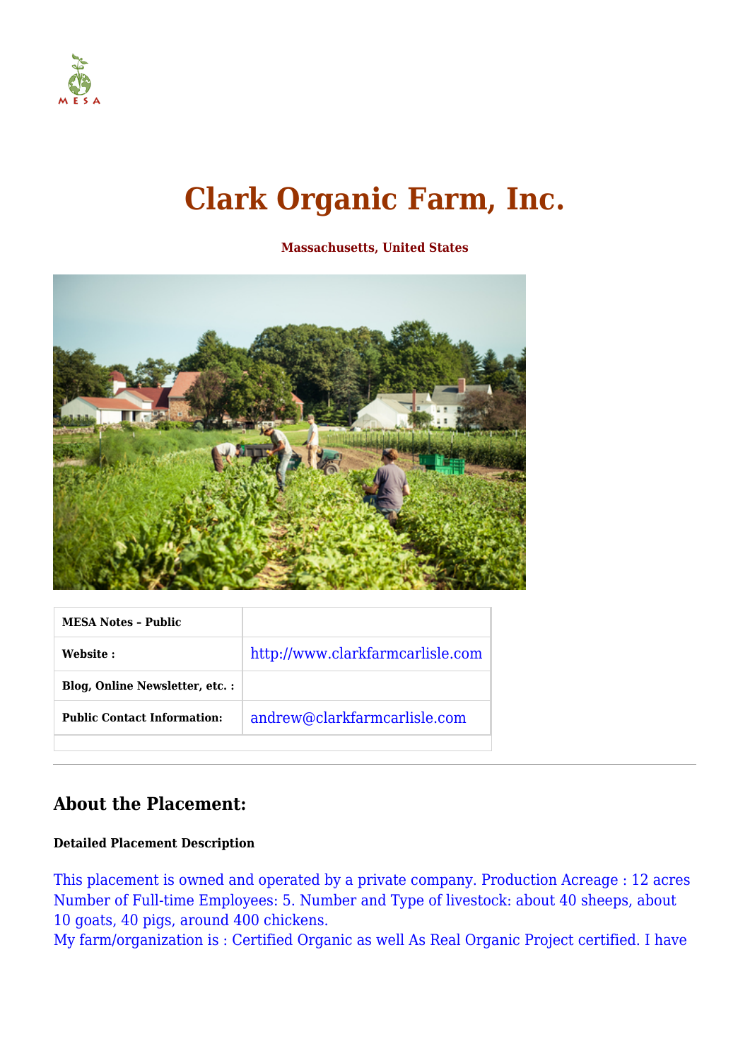# Clark Organic Farm, Inc.

**Massachusetts, United States**

| MESA Notes - Public | |
|---|---|
| **Website :** | http://www.clarkfarmcarlisle.com |
| **Blog, Online Newsletter, etc. :** | |
| **Public Contact Information:** | andrew@clarkfarmcarlisle.com |

---

## About the Placement:

**Detailed Placement Description**

This placement is owned and operated by a private company. Production Acreage : 12 acres Number of Full-time Employees: 5. Number and Type of livestock: about 40 sheeps, about 10 goats, 40 pigs, around 400 chickens.
My farm/organization is : Certified Organic as well As Real Organic Project certified. I have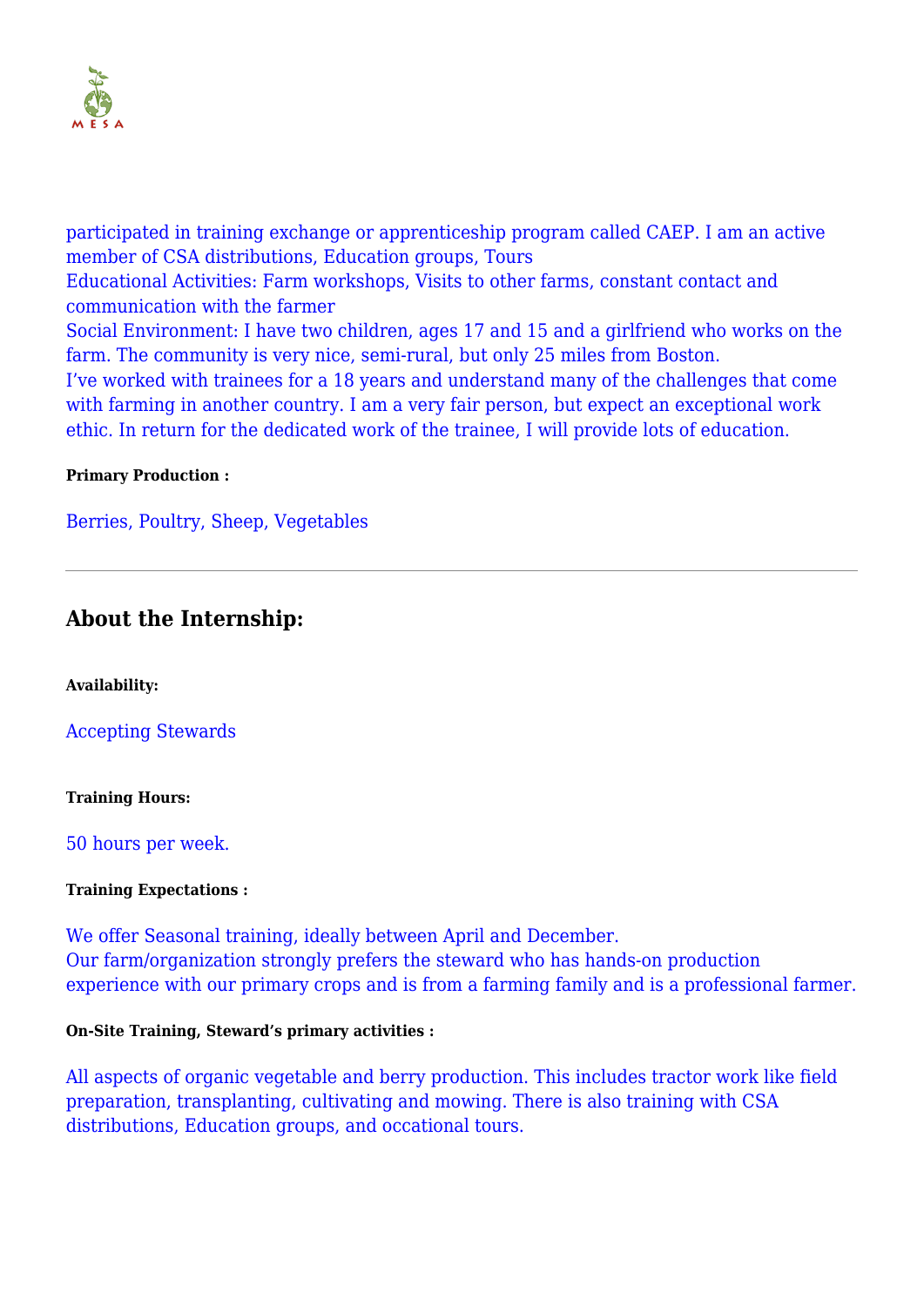participated in training exchange or apprenticeship program called CAEP. I am an active member of CSA distributions, Education groups, Tours
Educational Activities: Farm workshops, Visits to other farms, constant contact and communication with the farmer
Social Environment: I have two children, ages 17 and 15 and a girlfriend who works on the farm. The community is very nice, semi-rural, but only 25 miles from Boston.
I've worked with trainees for a 18 years and understand many of the challenges that come with farming in another country. I am a very fair person, but expect an exceptional work ethic. In return for the dedicated work of the trainee, I will provide lots of education.

**Primary Production :**

Berries, Poultry, Sheep, Vegetables

---

## About the Internship:

**Availability:**

Accepting Stewards

**Training Hours:**

50 hours per week.

**Training Expectations :**

We offer Seasonal training, ideally between April and December.
Our farm/organization strongly prefers the steward who has hands-on production experience with our primary crops and is from a farming family and is a professional farmer.

**On-Site Training, Steward's primary activities :**

All aspects of organic vegetable and berry production. This includes tractor work like field preparation, transplanting, cultivating and mowing. There is also training with CSA distributions, Education groups, and occational tours.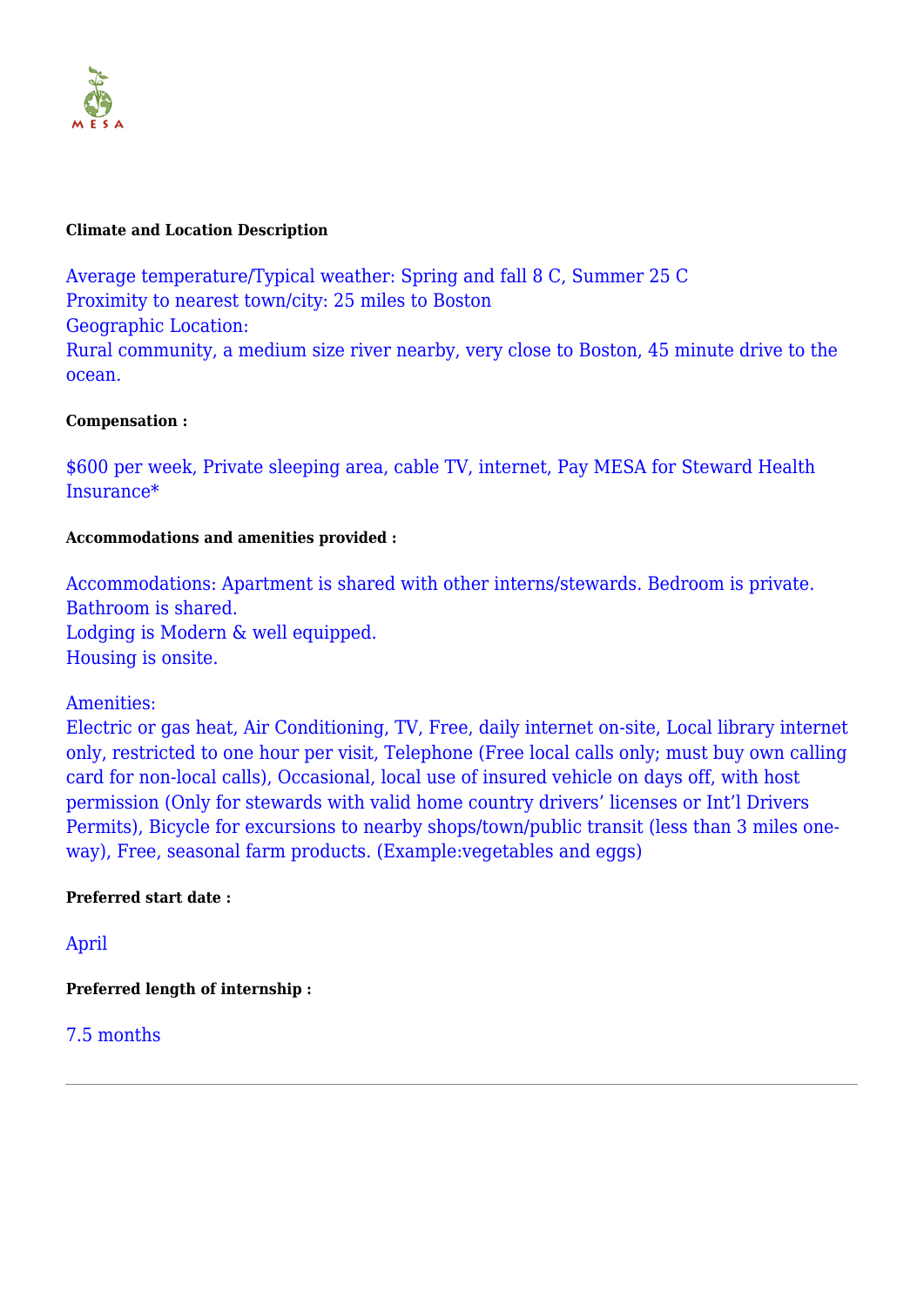**Climate and Location Description**

Average temperature/Typical weather: Spring and fall 8 C, Summer 25 C
Proximity to nearest town/city: 25 miles to Boston
Geographic Location:
Rural community, a medium size river nearby, very close to Boston, 45 minute drive to the ocean.

**Compensation :**

$600 per week, Private sleeping area, cable TV, internet, Pay MESA for Steward Health Insurance*

**Accommodations and amenities provided :**

Accommodations: Apartment is shared with other interns/stewards. Bedroom is private. Bathroom is shared.
Lodging is Modern & well equipped.
Housing is onsite.

Amenities:
Electric or gas heat, Air Conditioning, TV, Free, daily internet on-site, Local library internet only, restricted to one hour per visit, Telephone (Free local calls only; must buy own calling card for non-local calls), Occasional, local use of insured vehicle on days off, with host permission (Only for stewards with valid home country drivers' licenses or Int'l Drivers Permits), Bicycle for excursions to nearby shops/town/public transit (less than 3 miles one-way), Free, seasonal farm products. (Example:vegetables and eggs)

**Preferred start date :**

April

**Preferred length of internship :**

7.5 months

---